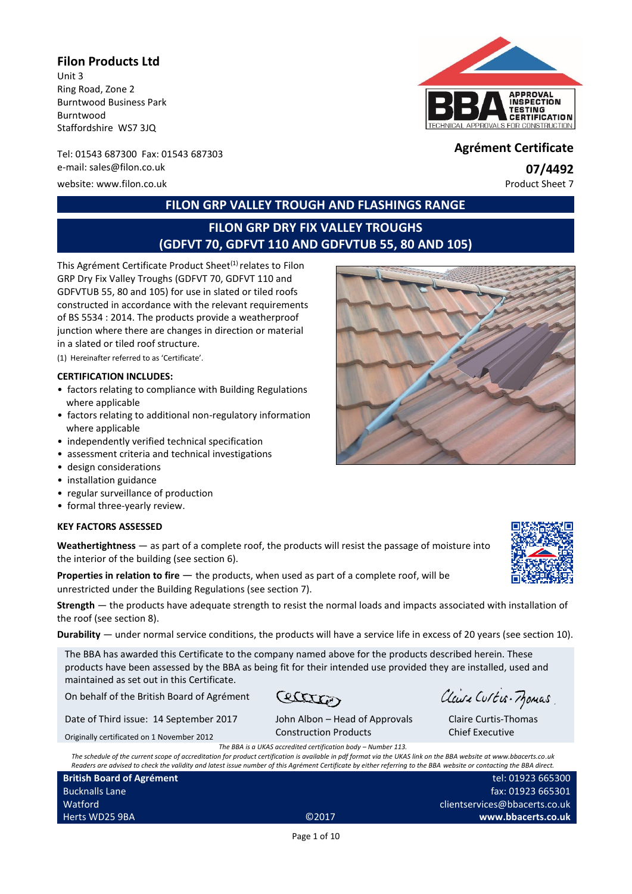**Filon Products Ltd**
Unit 3
Ring Road, Zone 2
Burntwood Business Park
Burntwood
Staffordshire WS7 3JQ

Tel: 01543 687300 Fax: 01543 687303
e-mail: sales@filon.co.uk
website: www.filon.co.uk

**Agrément Certificate**
**07/4492**
Product Sheet 7

# FILON GRP VALLEY TROUGH AND FLASHINGS RANGE

## FILON GRP DRY FIX VALLEY TROUGHS (GDFVT 70, GDFVT 110 AND GDFVTUB 55, 80 AND 105)

This Agrément Certificate Product Sheet(1) relates to Filon GRP Dry Fix Valley Troughs (GDFVT 70, GDFVT 110 and GDFVTUB 55, 80 and 105) for use in slated or tiled roofs constructed in accordance with the relevant requirements of BS 5534 : 2014. The products provide a weatherproof junction where there are changes in direction or material in a slated or tiled roof structure.

(1) Hereinafter referred to as 'Certificate'.

**CERTIFICATION INCLUDES:**

- factors relating to compliance with Building Regulations where applicable
- factors relating to additional non-regulatory information where applicable
- independently verified technical specification
- assessment criteria and technical investigations
- design considerations
- installation guidance
- regular surveillance of production
- formal three-yearly review.

**KEY FACTORS ASSESSED**

**Weathertightness** — as part of a complete roof, the products will resist the passage of moisture into the interior of the building (see section 6).

**Properties in relation to fire** — the products, when used as part of a complete roof, will be unrestricted under the Building Regulations (see section 7).

**Strength** — the products have adequate strength to resist the normal loads and impacts associated with installation of the roof (see section 8).

**Durability** — under normal service conditions, the products will have a service life in excess of 20 years (see section 10).

The BBA has awarded this Certificate to the company named above for the products described herein. These products have been assessed by the BBA as being fit for their intended use provided they are installed, used and maintained as set out in this Certificate.

On behalf of the British Board of Agrément

Date of Third issue: 14 September 2017

Originally certificated on 1 November 2012

John Albon – Head of Approvals
Construction Products

Claire Curtis-Thomas
Chief Executive

*The BBA is a UKAS accredited certification body – Number 113.*
*The schedule of the current scope of accreditation for product certification is available in pdf format via the UKAS link on the BBA website at www.bbacerts.co.uk*
*Readers are advised to check the validity and latest issue number of this Agrément Certificate by either referring to the BBA website or contacting the BBA direct.*

**British Board of Agrément**
Bucknalls Lane
Watford
Herts WD25 9BA

©2017

tel: 01923 665300
fax: 01923 665301
clientservices@bbacerts.co.uk
**www.bbacerts.co.uk**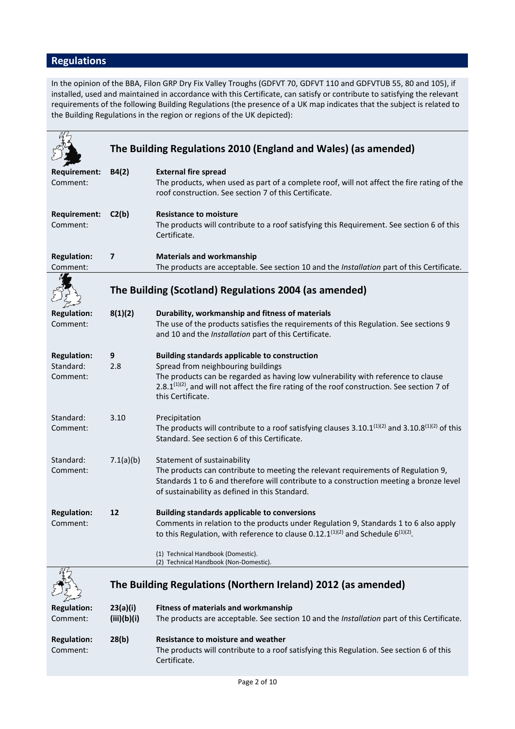## Regulations

In the opinion of the BBA, Filon GRP Dry Fix Valley Troughs (GDFVT 70, GDFVT 110 and GDFVTUB 55, 80 and 105), if installed, used and maintained in accordance with this Certificate, can satisfy or contribute to satisfying the relevant requirements of the following Building Regulations (the presence of a UK map indicates that the subject is related to the Building Regulations in the region or regions of the UK depicted):

### The Building Regulations 2010 (England and Wales) (as amended)

**Requirement:** **B4(2)** **External fire spread**
Comment: The products, when used as part of a complete roof, will not affect the fire rating of the roof construction. See section 7 of this Certificate.

**Requirement:** **C2(b)** **Resistance to moisture**
Comment: The products will contribute to a roof satisfying this Requirement. See section 6 of this Certificate.

**Regulation:** **7** **Materials and workmanship**
Comment: The products are acceptable. See section 10 and the *Installation* part of this Certificate.

### The Building (Scotland) Regulations 2004 (as amended)

**Regulation:** **8(1)(2)** **Durability, workmanship and fitness of materials**
Comment: The use of the products satisfies the requirements of this Regulation. See sections 9 and 10 and the *Installation* part of this Certificate.

**Regulation:** **9** **Building standards applicable to construction**
Standard: 2.8 Spread from neighbouring buildings
Comment: The products can be regarded as having low vulnerability with reference to clause 2.8.1(1)(2), and will not affect the fire rating of the roof construction. See section 7 of this Certificate.

Standard: 3.10 Precipitation
Comment: The products will contribute to a roof satisfying clauses 3.10.1(1)(2) and 3.10.8(1)(2) of this Standard. See section 6 of this Certificate.

Standard: 7.1(a)(b) Statement of sustainability
Comment: The products can contribute to meeting the relevant requirements of Regulation 9, Standards 1 to 6 and therefore will contribute to a construction meeting a bronze level of sustainability as defined in this Standard.

**Regulation:** **12** **Building standards applicable to conversions**
Comment: Comments in relation to the products under Regulation 9, Standards 1 to 6 also apply to this Regulation, with reference to clause 0.12.1(1)(2) and Schedule 6(1)(2).

(1) Technical Handbook (Domestic).
(2) Technical Handbook (Non-Domestic).

### The Building Regulations (Northern Ireland) 2012 (as amended)

**Regulation:** **23(a)(i)(iii)(b)(i)** **Fitness of materials and workmanship**
Comment: The products are acceptable. See section 10 and the *Installation* part of this Certificate.

**Regulation:** **28(b)** **Resistance to moisture and weather**
Comment: The products will contribute to a roof satisfying this Regulation. See section 6 of this Certificate.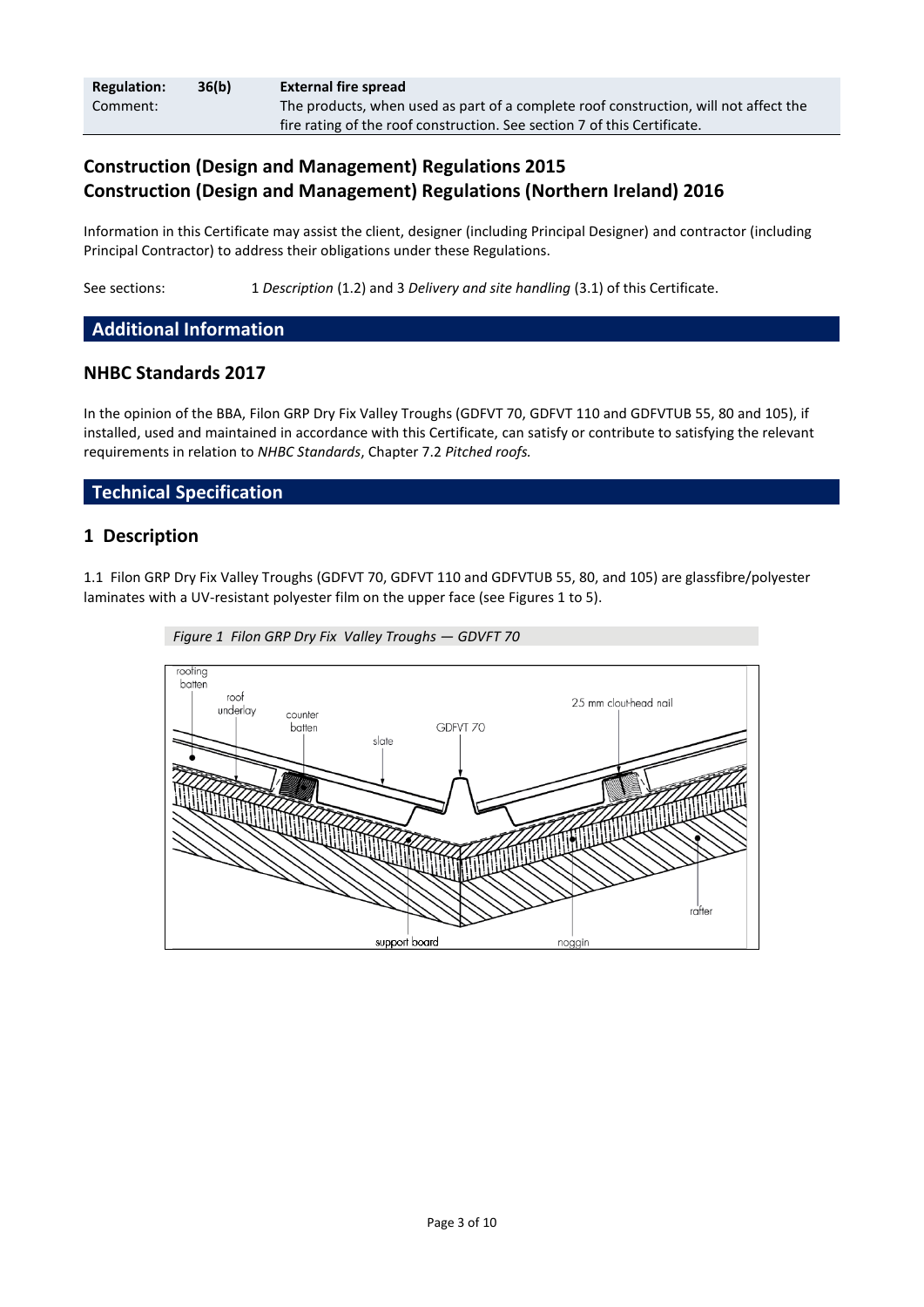| Regulation: | 36(b) | External fire spread |
| --- | --- | --- |
| Comment: | | The products, when used as part of a complete roof construction, will not affect the fire rating of the roof construction. See section 7 of this Certificate. |

## Construction (Design and Management) Regulations 2015
## Construction (Design and Management) Regulations (Northern Ireland) 2016

Information in this Certificate may assist the client, designer (including Principal Designer) and contractor (including Principal Contractor) to address their obligations under these Regulations.

See sections: 1 *Description* (1.2) and 3 *Delivery and site handling* (3.1) of this Certificate.

# Additional Information

## NHBC Standards 2017

In the opinion of the BBA, Filon GRP Dry Fix Valley Troughs (GDFVT 70, GDFVT 110 and GDFVTUB 55, 80 and 105), if installed, used and maintained in accordance with this Certificate, can satisfy or contribute to satisfying the relevant requirements in relation to *NHBC Standards*, Chapter 7.2 *Pitched roofs.*

# Technical Specification

## 1 Description

1.1 Filon GRP Dry Fix Valley Troughs (GDFVT 70, GDFVT 110 and GDFVTUB 55, 80, and 105) are glassfibre/polyester laminates with a UV-resistant polyester film on the upper face (see Figures 1 to 5).

*Figure 1 Filon GRP Dry Fix Valley Troughs — GDVFT 70*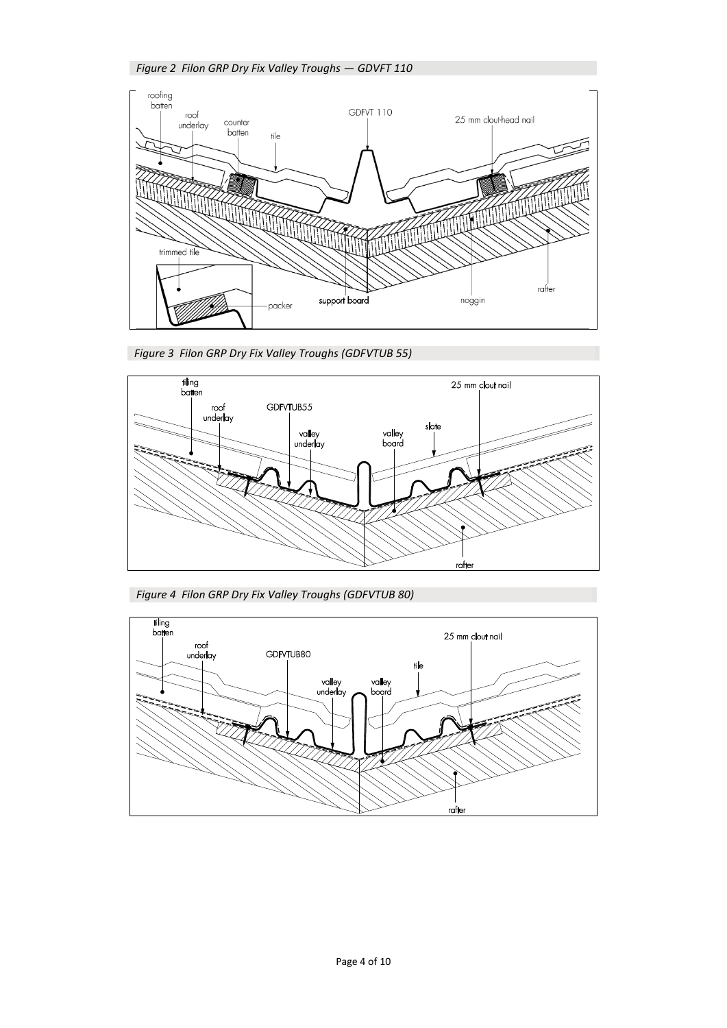*Figure 2 Filon GRP Dry Fix Valley Troughs — GDVFT 110*

roofing batten
roof underlay
counter batten
tile
GDFVT 110
25 mm clout-head nail
trimmed tile
packer
support board
noggin
rafter

*Figure 3 Filon GRP Dry Fix Valley Troughs (GDFVTUB 55)*

tiling batten
roof underlay
GDFVTUB55
valley underlay
valley board
slate
25 mm clout nail
rafter

*Figure 4 Filon GRP Dry Fix Valley Troughs (GDFVTUB 80)*

tiling batten
roof underlay
GDFVTUB80
valley underlay
valley board
tile
25 mm clout nail
rafter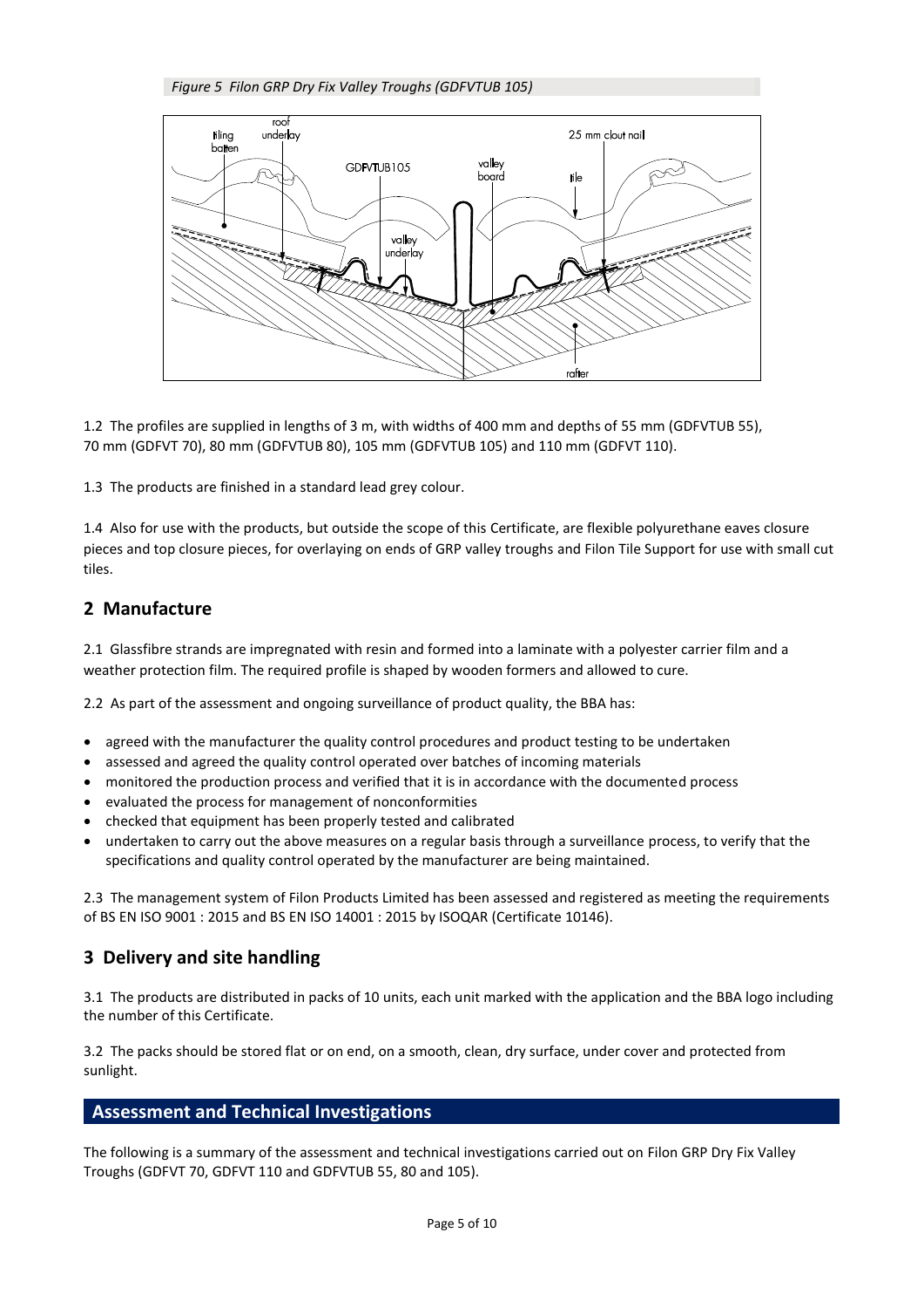*Figure 5 Filon GRP Dry Fix Valley Troughs (GDFVTUB 105)*

tiling batten
roof underlay
GDFVTUB105
valley underlay
valley board
25 mm clout nail
tile
rafter

1.2 The profiles are supplied in lengths of 3 m, with widths of 400 mm and depths of 55 mm (GDFVTUB 55), 70 mm (GDFVT 70), 80 mm (GDFVTUB 80), 105 mm (GDFVTUB 105) and 110 mm (GDFVT 110).

1.3 The products are finished in a standard lead grey colour.

1.4 Also for use with the products, but outside the scope of this Certificate, are flexible polyurethane eaves closure pieces and top closure pieces, for overlaying on ends of GRP valley troughs and Filon Tile Support for use with small cut tiles.

## 2 Manufacture

2.1 Glassfibre strands are impregnated with resin and formed into a laminate with a polyester carrier film and a weather protection film. The required profile is shaped by wooden formers and allowed to cure.

2.2 As part of the assessment and ongoing surveillance of product quality, the BBA has:

- agreed with the manufacturer the quality control procedures and product testing to be undertaken
- assessed and agreed the quality control operated over batches of incoming materials
- monitored the production process and verified that it is in accordance with the documented process
- evaluated the process for management of nonconformities
- checked that equipment has been properly tested and calibrated
- undertaken to carry out the above measures on a regular basis through a surveillance process, to verify that the specifications and quality control operated by the manufacturer are being maintained.

2.3 The management system of Filon Products Limited has been assessed and registered as meeting the requirements of BS EN ISO 9001 : 2015 and BS EN ISO 14001 : 2015 by ISOQAR (Certificate 10146).

## 3 Delivery and site handling

3.1 The products are distributed in packs of 10 units, each unit marked with the application and the BBA logo including the number of this Certificate.

3.2 The packs should be stored flat or on end, on a smooth, clean, dry surface, under cover and protected from sunlight.

## Assessment and Technical Investigations

The following is a summary of the assessment and technical investigations carried out on Filon GRP Dry Fix Valley Troughs (GDFVT 70, GDFVT 110 and GDFVTUB 55, 80 and 105).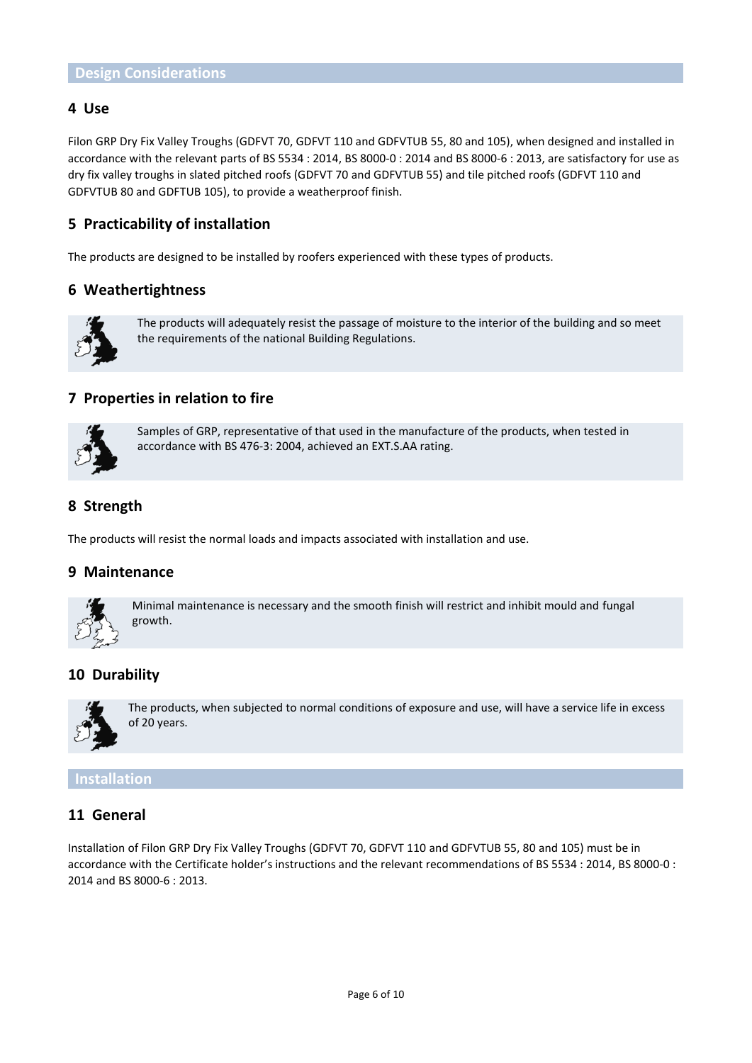## Design Considerations

### 4 Use

Filon GRP Dry Fix Valley Troughs (GDFVT 70, GDFVT 110 and GDFVTUB 55, 80 and 105), when designed and installed in accordance with the relevant parts of BS 5534 : 2014, BS 8000-0 : 2014 and BS 8000-6 : 2013, are satisfactory for use as dry fix valley troughs in slated pitched roofs (GDFVT 70 and GDFVTUB 55) and tile pitched roofs (GDFVT 110 and GDFVTUB 80 and GDFTUB 105), to provide a weatherproof finish.

### 5 Practicability of installation

The products are designed to be installed by roofers experienced with these types of products.

### 6 Weathertightness

The products will adequately resist the passage of moisture to the interior of the building and so meet the requirements of the national Building Regulations.

### 7 Properties in relation to fire

Samples of GRP, representative of that used in the manufacture of the products, when tested in accordance with BS 476-3: 2004, achieved an EXT.S.AA rating.

### 8 Strength

The products will resist the normal loads and impacts associated with installation and use.

### 9 Maintenance

Minimal maintenance is necessary and the smooth finish will restrict and inhibit mould and fungal growth.

### 10 Durability

The products, when subjected to normal conditions of exposure and use, will have a service life in excess of 20 years.

## Installation

### 11 General

Installation of Filon GRP Dry Fix Valley Troughs (GDFVT 70, GDFVT 110 and GDFVTUB 55, 80 and 105) must be in accordance with the Certificate holder's instructions and the relevant recommendations of BS 5534 : 2014, BS 8000-0 : 2014 and BS 8000-6 : 2013.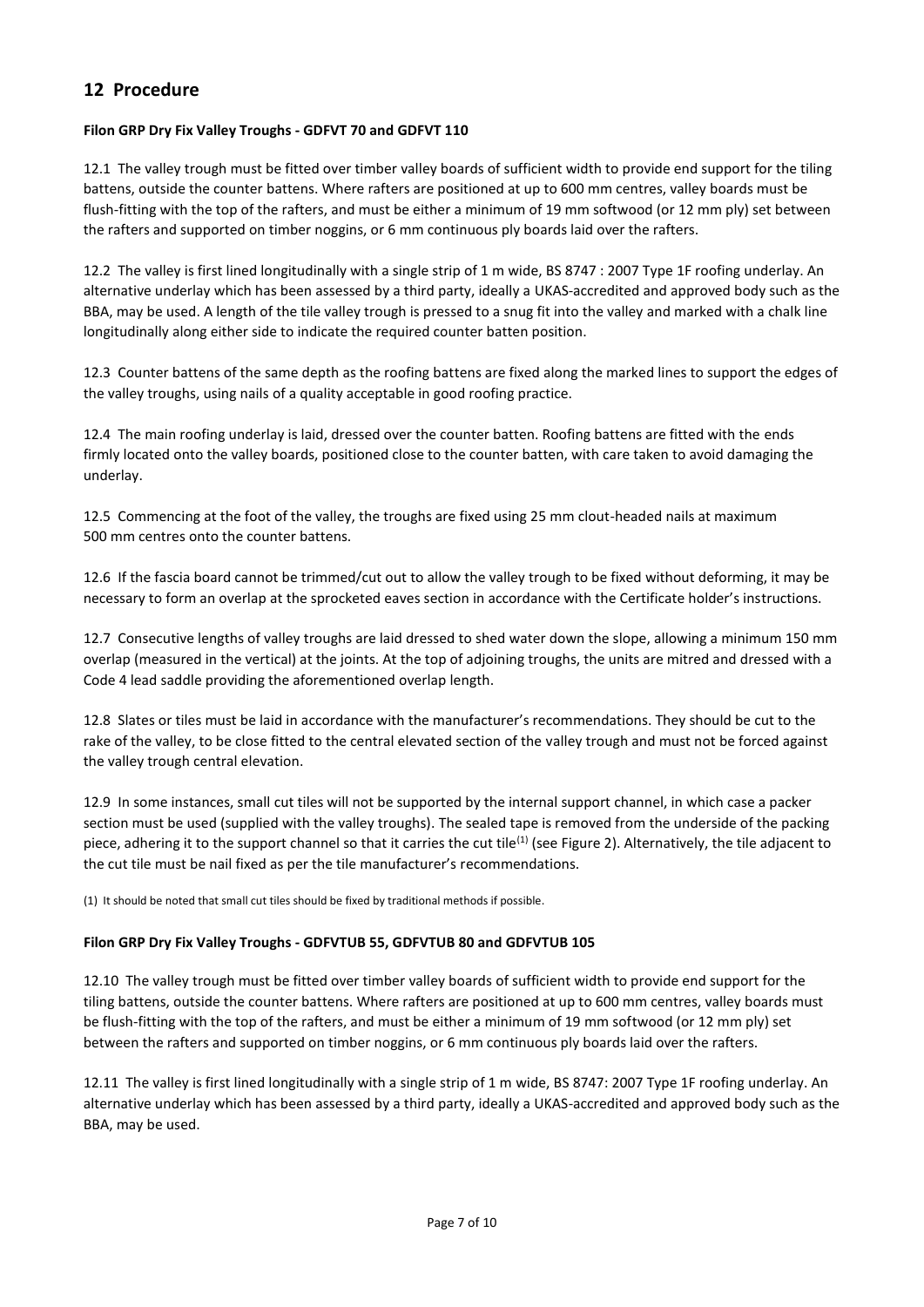## 12 Procedure

**Filon GRP Dry Fix Valley Troughs - GDFVT 70 and GDFVT 110**

12.1 The valley trough must be fitted over timber valley boards of sufficient width to provide end support for the tiling battens, outside the counter battens. Where rafters are positioned at up to 600 mm centres, valley boards must be flush-fitting with the top of the rafters, and must be either a minimum of 19 mm softwood (or 12 mm ply) set between the rafters and supported on timber noggins, or 6 mm continuous ply boards laid over the rafters.

12.2 The valley is first lined longitudinally with a single strip of 1 m wide, BS 8747 : 2007 Type 1F roofing underlay. An alternative underlay which has been assessed by a third party, ideally a UKAS-accredited and approved body such as the BBA, may be used. A length of the tile valley trough is pressed to a snug fit into the valley and marked with a chalk line longitudinally along either side to indicate the required counter batten position.

12.3 Counter battens of the same depth as the roofing battens are fixed along the marked lines to support the edges of the valley troughs, using nails of a quality acceptable in good roofing practice.

12.4 The main roofing underlay is laid, dressed over the counter batten. Roofing battens are fitted with the ends firmly located onto the valley boards, positioned close to the counter batten, with care taken to avoid damaging the underlay.

12.5 Commencing at the foot of the valley, the troughs are fixed using 25 mm clout-headed nails at maximum 500 mm centres onto the counter battens.

12.6 If the fascia board cannot be trimmed/cut out to allow the valley trough to be fixed without deforming, it may be necessary to form an overlap at the sprocketed eaves section in accordance with the Certificate holder's instructions.

12.7 Consecutive lengths of valley troughs are laid dressed to shed water down the slope, allowing a minimum 150 mm overlap (measured in the vertical) at the joints. At the top of adjoining troughs, the units are mitred and dressed with a Code 4 lead saddle providing the aforementioned overlap length.

12.8 Slates or tiles must be laid in accordance with the manufacturer's recommendations. They should be cut to the rake of the valley, to be close fitted to the central elevated section of the valley trough and must not be forced against the valley trough central elevation.

12.9 In some instances, small cut tiles will not be supported by the internal support channel, in which case a packer section must be used (supplied with the valley troughs). The sealed tape is removed from the underside of the packing piece, adhering it to the support channel so that it carries the cut tile(1) (see Figure 2). Alternatively, the tile adjacent to the cut tile must be nail fixed as per the tile manufacturer's recommendations.

(1) It should be noted that small cut tiles should be fixed by traditional methods if possible.

**Filon GRP Dry Fix Valley Troughs - GDFVTUB 55, GDFVTUB 80 and GDFVTUB 105**

12.10 The valley trough must be fitted over timber valley boards of sufficient width to provide end support for the tiling battens, outside the counter battens. Where rafters are positioned at up to 600 mm centres, valley boards must be flush-fitting with the top of the rafters, and must be either a minimum of 19 mm softwood (or 12 mm ply) set between the rafters and supported on timber noggins, or 6 mm continuous ply boards laid over the rafters.

12.11 The valley is first lined longitudinally with a single strip of 1 m wide, BS 8747: 2007 Type 1F roofing underlay. An alternative underlay which has been assessed by a third party, ideally a UKAS-accredited and approved body such as the BBA, may be used.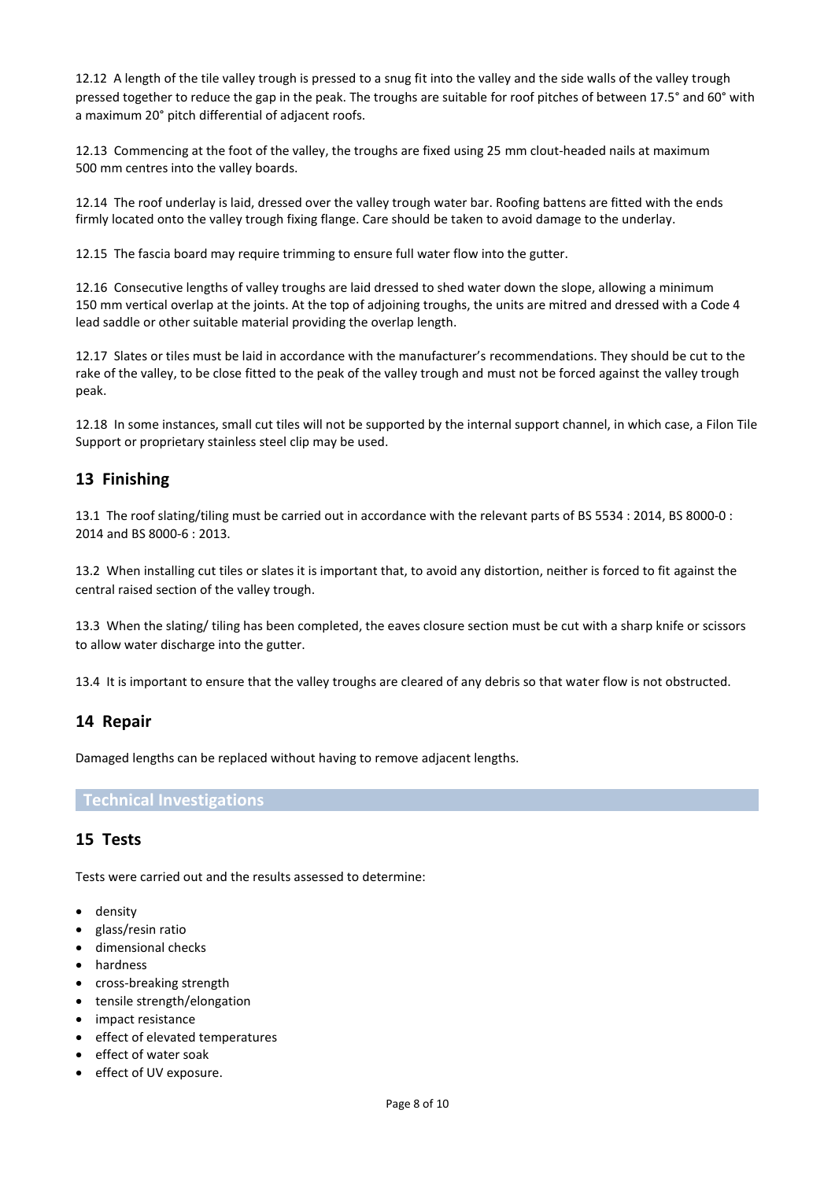12.12 A length of the tile valley trough is pressed to a snug fit into the valley and the side walls of the valley trough pressed together to reduce the gap in the peak. The troughs are suitable for roof pitches of between 17.5° and 60° with a maximum 20° pitch differential of adjacent roofs.

12.13 Commencing at the foot of the valley, the troughs are fixed using 25 mm clout-headed nails at maximum 500 mm centres into the valley boards.

12.14 The roof underlay is laid, dressed over the valley trough water bar. Roofing battens are fitted with the ends firmly located onto the valley trough fixing flange. Care should be taken to avoid damage to the underlay.

12.15 The fascia board may require trimming to ensure full water flow into the gutter.

12.16 Consecutive lengths of valley troughs are laid dressed to shed water down the slope, allowing a minimum 150 mm vertical overlap at the joints. At the top of adjoining troughs, the units are mitred and dressed with a Code 4 lead saddle or other suitable material providing the overlap length.

12.17 Slates or tiles must be laid in accordance with the manufacturer's recommendations. They should be cut to the rake of the valley, to be close fitted to the peak of the valley trough and must not be forced against the valley trough peak.

12.18 In some instances, small cut tiles will not be supported by the internal support channel, in which case, a Filon Tile Support or proprietary stainless steel clip may be used.

## 13 Finishing

13.1 The roof slating/tiling must be carried out in accordance with the relevant parts of BS 5534 : 2014, BS 8000-0 : 2014 and BS 8000-6 : 2013.

13.2 When installing cut tiles or slates it is important that, to avoid any distortion, neither is forced to fit against the central raised section of the valley trough.

13.3 When the slating/ tiling has been completed, the eaves closure section must be cut with a sharp knife or scissors to allow water discharge into the gutter.

13.4 It is important to ensure that the valley troughs are cleared of any debris so that water flow is not obstructed.

## 14 Repair

Damaged lengths can be replaced without having to remove adjacent lengths.

# Technical Investigations

## 15 Tests

Tests were carried out and the results assessed to determine:

- density
- glass/resin ratio
- dimensional checks
- hardness
- cross-breaking strength
- tensile strength/elongation
- impact resistance
- effect of elevated temperatures
- effect of water soak
- effect of UV exposure.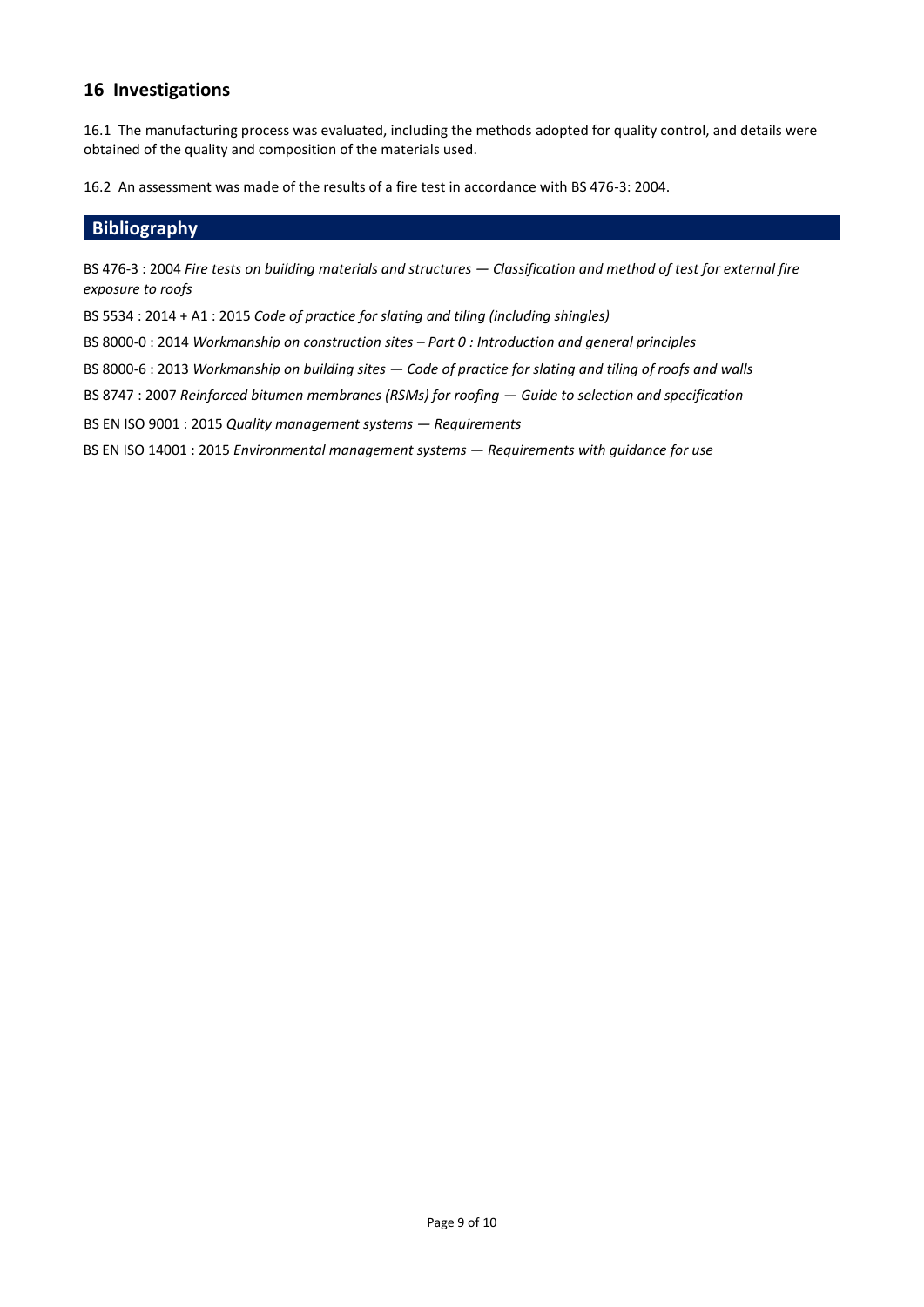## 16 Investigations

16.1 The manufacturing process was evaluated, including the methods adopted for quality control, and details were obtained of the quality and composition of the materials used.

16.2 An assessment was made of the results of a fire test in accordance with BS 476-3: 2004.

## Bibliography

BS 476-3 : 2004 *Fire tests on building materials and structures — Classification and method of test for external fire exposure to roofs*

BS 5534 : 2014 + A1 : 2015 *Code of practice for slating and tiling (including shingles)*

BS 8000-0 : 2014 *Workmanship on construction sites – Part 0 : Introduction and general principles*

BS 8000-6 : 2013 *Workmanship on building sites — Code of practice for slating and tiling of roofs and walls*

BS 8747 : 2007 *Reinforced bitumen membranes (RSMs) for roofing — Guide to selection and specification*

BS EN ISO 9001 : 2015 *Quality management systems — Requirements*

BS EN ISO 14001 : 2015 *Environmental management systems — Requirements with guidance for use*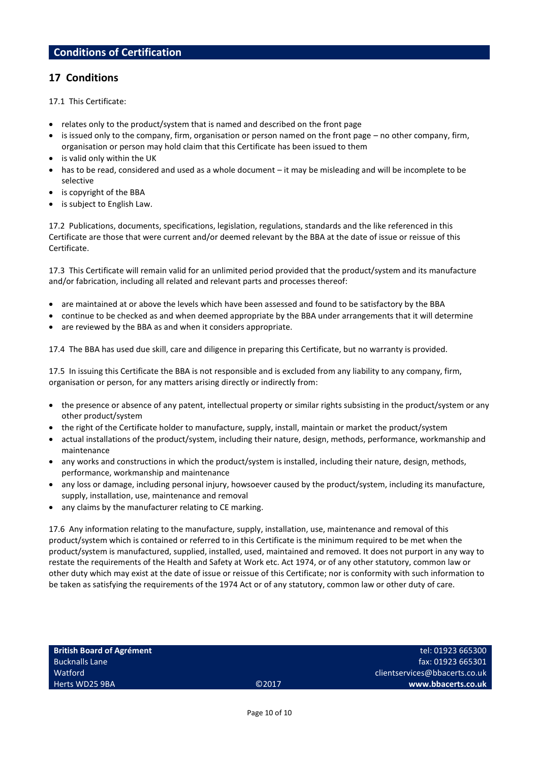## Conditions of Certification

### 17 Conditions

17.1 This Certificate:

- relates only to the product/system that is named and described on the front page
- is issued only to the company, firm, organisation or person named on the front page – no other company, firm, organisation or person may hold claim that this Certificate has been issued to them
- is valid only within the UK
- has to be read, considered and used as a whole document – it may be misleading and will be incomplete to be selective
- is copyright of the BBA
- is subject to English Law.

17.2 Publications, documents, specifications, legislation, regulations, standards and the like referenced in this Certificate are those that were current and/or deemed relevant by the BBA at the date of issue or reissue of this Certificate.

17.3 This Certificate will remain valid for an unlimited period provided that the product/system and its manufacture and/or fabrication, including all related and relevant parts and processes thereof:

- are maintained at or above the levels which have been assessed and found to be satisfactory by the BBA
- continue to be checked as and when deemed appropriate by the BBA under arrangements that it will determine
- are reviewed by the BBA as and when it considers appropriate.

17.4 The BBA has used due skill, care and diligence in preparing this Certificate, but no warranty is provided.

17.5 In issuing this Certificate the BBA is not responsible and is excluded from any liability to any company, firm, organisation or person, for any matters arising directly or indirectly from:

- the presence or absence of any patent, intellectual property or similar rights subsisting in the product/system or any other product/system
- the right of the Certificate holder to manufacture, supply, install, maintain or market the product/system
- actual installations of the product/system, including their nature, design, methods, performance, workmanship and maintenance
- any works and constructions in which the product/system is installed, including their nature, design, methods, performance, workmanship and maintenance
- any loss or damage, including personal injury, howsoever caused by the product/system, including its manufacture, supply, installation, use, maintenance and removal
- any claims by the manufacturer relating to CE marking.

17.6 Any information relating to the manufacture, supply, installation, use, maintenance and removal of this product/system which is contained or referred to in this Certificate is the minimum required to be met when the product/system is manufactured, supplied, installed, used, maintained and removed. It does not purport in any way to restate the requirements of the Health and Safety at Work etc. Act 1974, or of any other statutory, common law or other duty which may exist at the date of issue or reissue of this Certificate; nor is conformity with such information to be taken as satisfying the requirements of the 1974 Act or of any statutory, common law or other duty of care.

**British Board of Agrément**
Bucknalls Lane
Watford
Herts WD25 9BA

©2017

tel: 01923 665300
fax: 01923 665301
clientservices@bbacerts.co.uk
**www.bbacerts.co.uk**